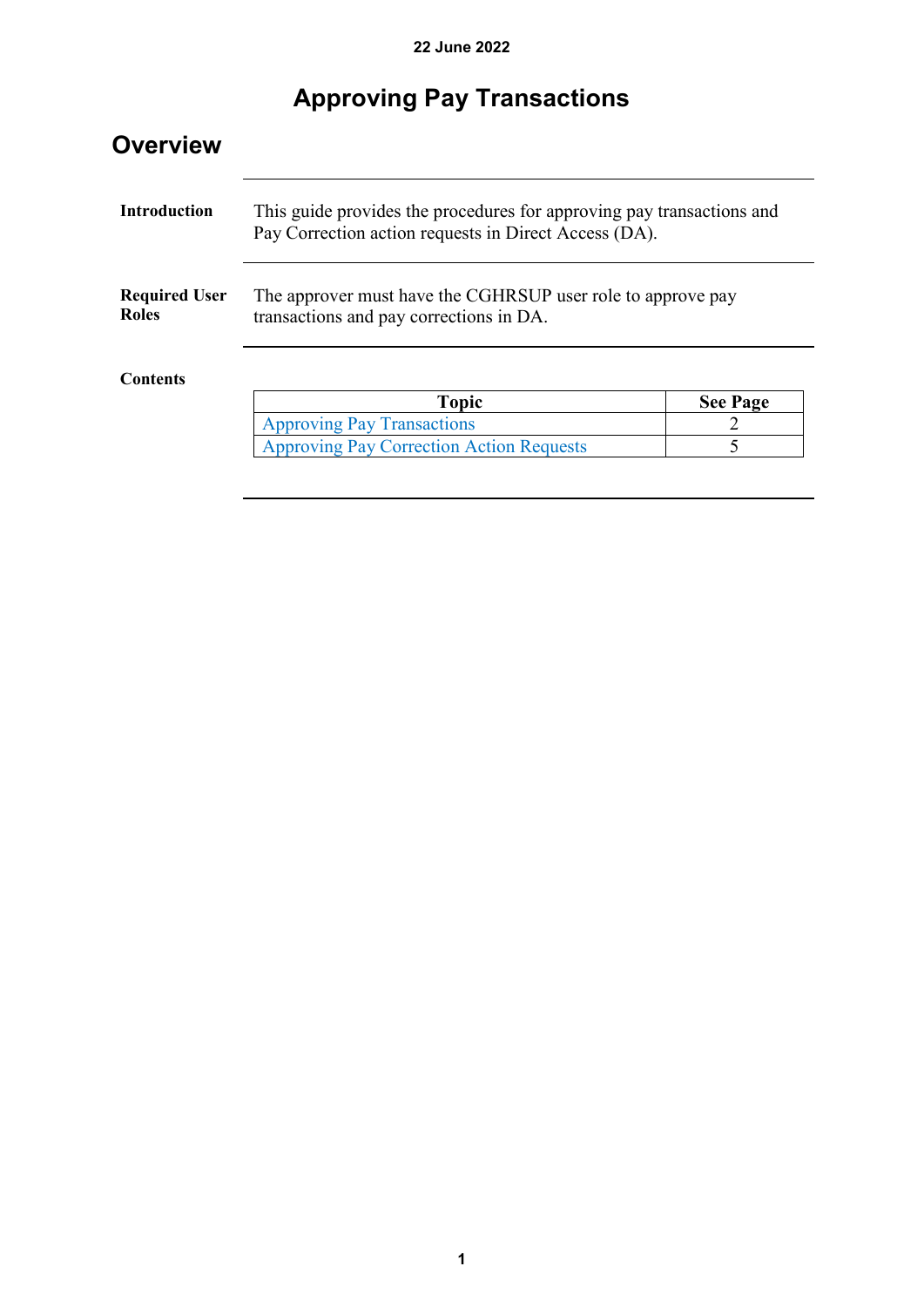22 June 2022

# Approving Pay Transactions

## Overview

**Introduction**

This guide provides the procedures for approving pay transactions and Pay Correction action requests in Direct Access (DA).

**Required User Roles**

The approver must have the CGHRSUP user role to approve pay transactions and pay corrections in DA.

**Contents**

| Topic | See Page |
|---|---|
| Approving Pay Transactions | 2 |
| Approving Pay Correction Action Requests | 5 |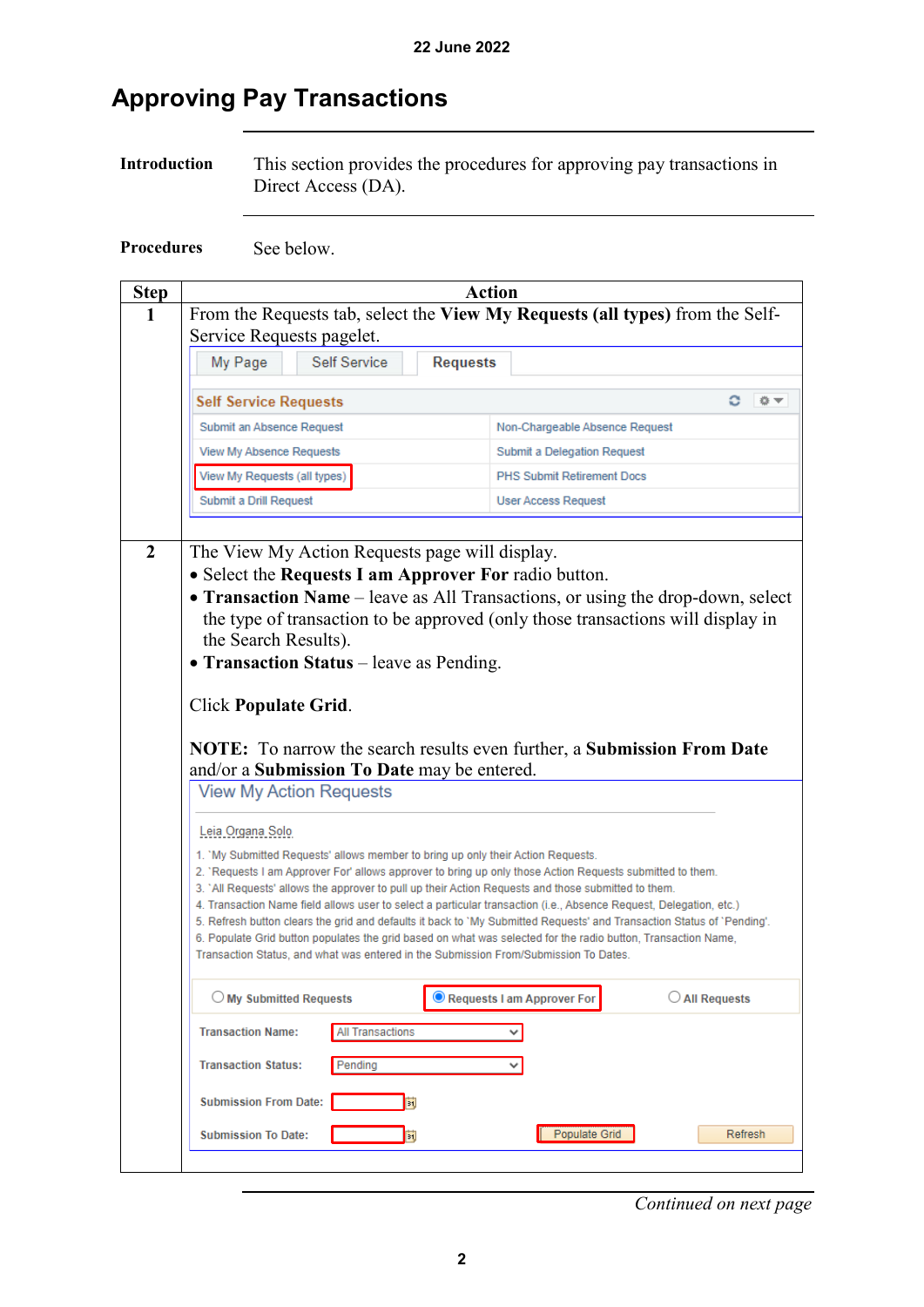# Approving Pay Transactions

**Introduction**

This section provides the procedures for approving pay transactions in Direct Access (DA).

**Procedures**

See below.

| Step | Action |
|---|---|
| 1 | From the Requests tab, select the **View My Requests (all types)** from the Self-Service Requests pagelet.<br><br>My Page / Self Service / **Requests**<br><br>**Self Service Requests**<br>Submit an Absence Request / Non-Chargeable Absence Request<br>View My Absence Requests / Submit a Delegation Request<br>View My Requests (all types) / PHS Submit Retirement Docs<br>Submit a Drill Request / User Access Request |
| 2 | The View My Action Requests page will display.<br>• Select the **Requests I am Approver For** radio button.<br>• **Transaction Name** – leave as All Transactions, or using the drop-down, select the type of transaction to be approved (only those transactions will display in the Search Results).<br>• **Transaction Status** – leave as Pending.<br><br>Click **Populate Grid**.<br><br>**NOTE:** To narrow the search results even further, a **Submission From Date** and/or a **Submission To Date** may be entered.<br><br>View My Action Requests<br><br>Leia Organa Solo<br>1. 'My Submitted Requests' allows member to bring up only their Action Requests.<br>2. 'Requests I am Approver For' allows approver to bring up only those Action Requests submitted to them.<br>3. 'All Requests' allows the approver to pull up their Action Requests and those submitted to them.<br>4. Transaction Name field allows user to select a particular transaction (i.e., Absence Request, Delegation, etc.)<br>5. Refresh button clears the grid and defaults it back to 'My Submitted Requests' and Transaction Status of 'Pending'.<br>6. Populate Grid button populates the grid based on what was selected for the radio button, Transaction Name, Transaction Status, and what was entered in the Submission From/Submission To Dates.<br><br>My Submitted Requests / Requests I am Approver For / All Requests<br>Transaction Name: All Transactions<br>Transaction Status: Pending<br>Submission From Date:<br>Submission To Date:<br>Populate Grid / Refresh |

*Continued on next page*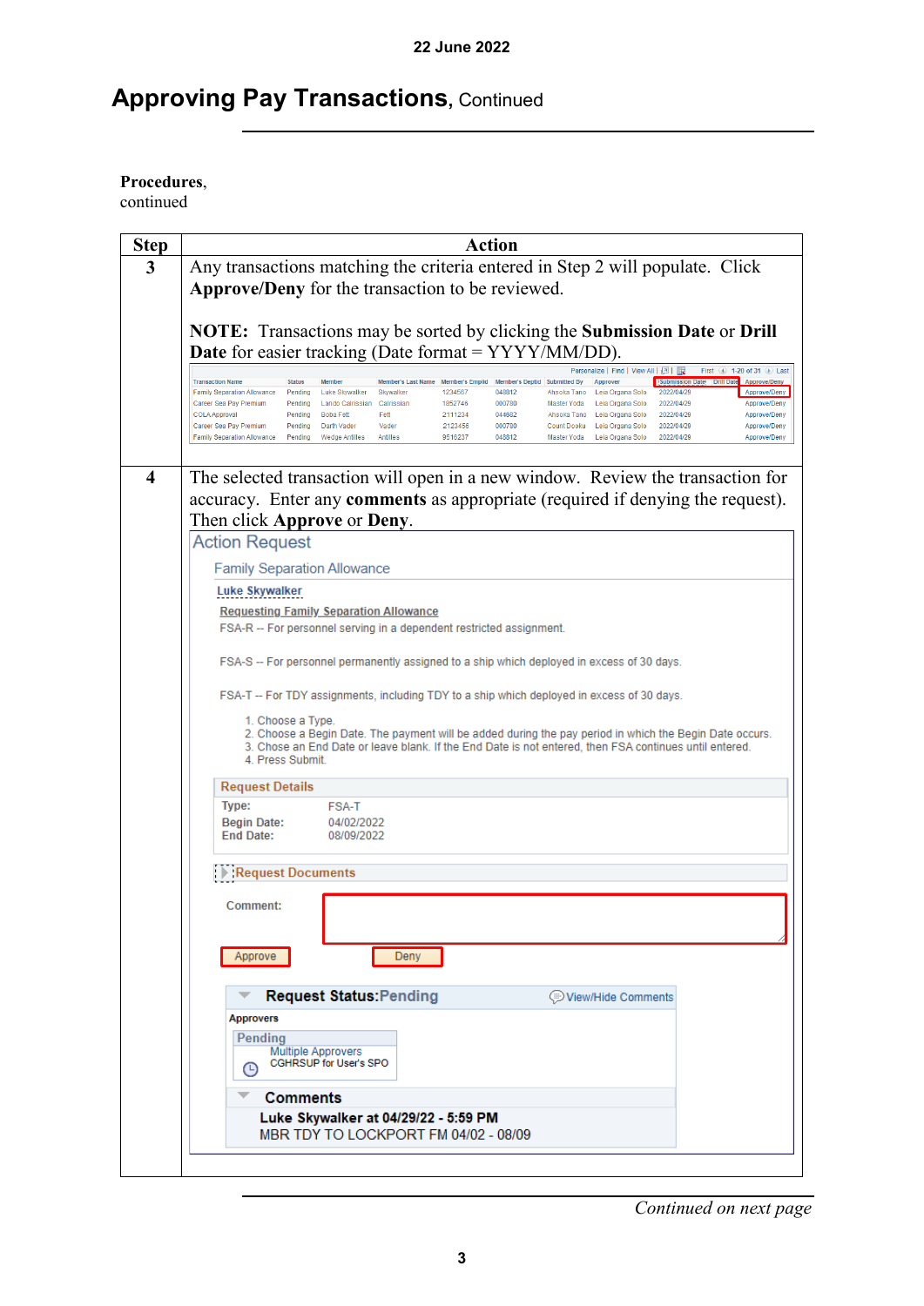# Approving Pay Transactions, Continued

**Procedures**, continued

| Step | Action |
|---|---|
| 3 | Any transactions matching the criteria entered in Step 2 will populate. Click **Approve/Deny** for the transaction to be reviewed.<br><br>**NOTE:** Transactions may be sorted by clicking the **Submission Date** or **Drill Date** for easier tracking (Date format = YYYY/MM/DD). |
| 4 | The selected transaction will open in a new window. Review the transaction for accuracy. Enter any **comments** as appropriate (required if denying the request). Then click **Approve** or **Deny**. |

*Continued on next page*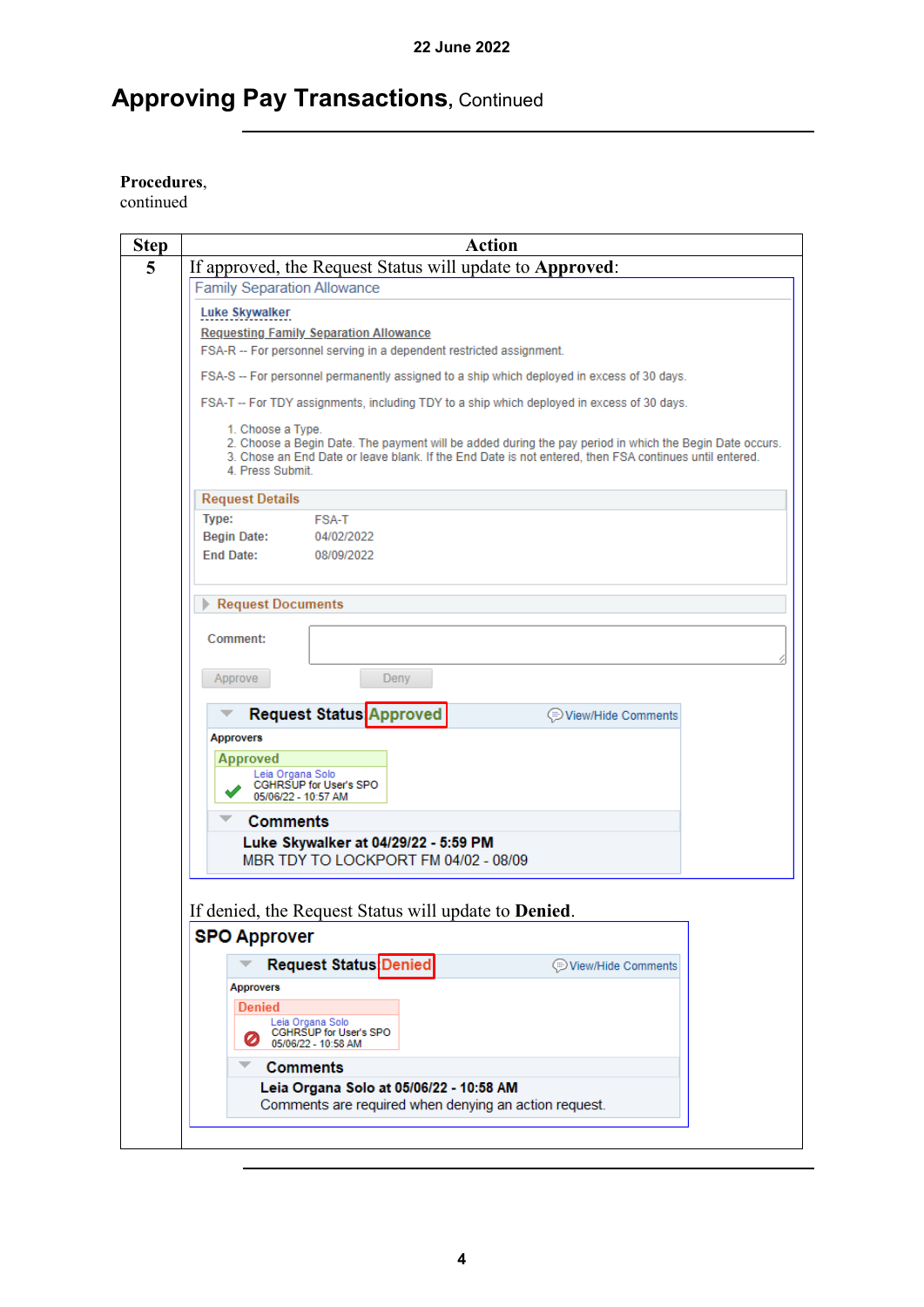## Approving Pay Transactions, Continued

**Procedures**, continued

| Step | Action |
|---|---|
| 5 | If approved, the Request Status will update to **Approved**:<br><br>Family Separation Allowance<br><br>Luke Skywalker<br>Requesting Family Separation Allowance<br>FSA-R -- For personnel serving in a dependent restricted assignment.<br>FSA-S -- For personnel permanently assigned to a ship which deployed in excess of 30 days.<br>FSA-T -- For TDY assignments, including TDY to a ship which deployed in excess of 30 days.<br>1. Choose a Type.<br>2. Choose a Begin Date. The payment will be added during the pay period in which the Begin Date occurs.<br>3. Chose an End Date or leave blank. If the End Date is not entered, then FSA continues until entered.<br>4. Press Submit.<br><br>Request Details<br>Type: FSA-T<br>Begin Date: 04/02/2022<br>End Date: 08/09/2022<br><br>Request Documents<br>Comment:<br>Approve Deny<br><br>Request Status Approved View/Hide Comments<br>Approvers<br>Approved<br>Leia Organa Solo<br>CGHRSUP for User's SPO<br>05/06/22 - 10:57 AM<br>Comments<br>Luke Skywalker at 04/29/22 - 5:59 PM<br>MBR TDY TO LOCKPORT FM 04/02 - 08/09<br><br>If denied, the Request Status will update to **Denied**.<br><br>SPO Approver<br>Request Status Denied View/Hide Comments<br>Approvers<br>Denied<br>Leia Organa Solo<br>CGHRSUP for User's SPO<br>05/06/22 - 10:58 AM<br>Comments<br>Leia Organa Solo at 05/06/22 - 10:58 AM<br>Comments are required when denying an action request. |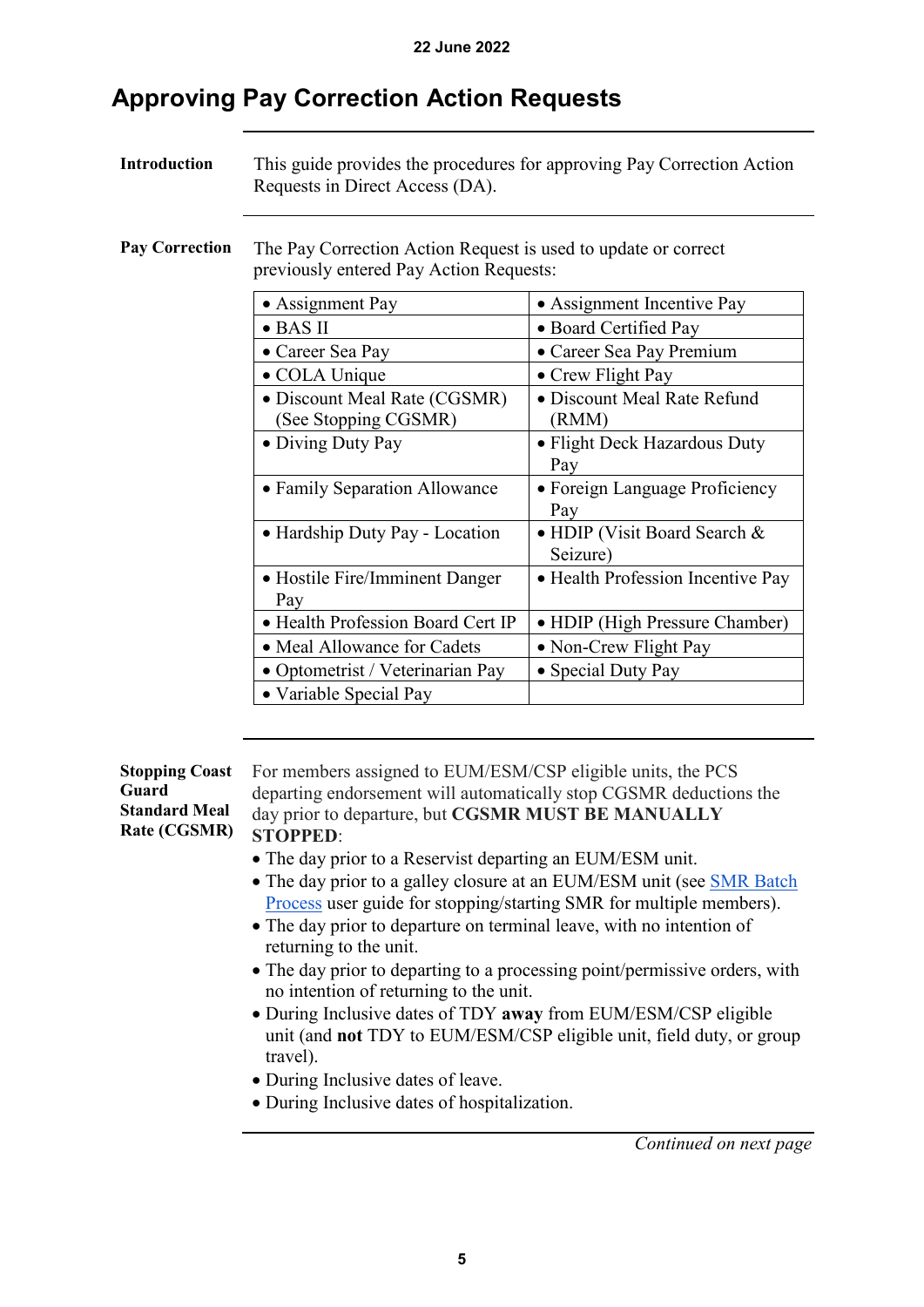22 June 2022

# Approving Pay Correction Action Requests

**Introduction**

This guide provides the procedures for approving Pay Correction Action Requests in Direct Access (DA).

**Pay Correction**

The Pay Correction Action Request is used to update or correct previously entered Pay Action Requests:

| | |
|---|---|
| • Assignment Pay | • Assignment Incentive Pay |
| • BAS II | • Board Certified Pay |
| • Career Sea Pay | • Career Sea Pay Premium |
| • COLA Unique | • Crew Flight Pay |
| • Discount Meal Rate (CGSMR) (See Stopping CGSMR) | • Discount Meal Rate Refund (RMM) |
| • Diving Duty Pay | • Flight Deck Hazardous Duty Pay |
| • Family Separation Allowance | • Foreign Language Proficiency Pay |
| • Hardship Duty Pay - Location | • HDIP (Visit Board Search & Seizure) |
| • Hostile Fire/Imminent Danger Pay | • Health Profession Incentive Pay |
| • Health Profession Board Cert IP | • HDIP (High Pressure Chamber) |
| • Meal Allowance for Cadets | • Non-Crew Flight Pay |
| • Optometrist / Veterinarian Pay | • Special Duty Pay |
| • Variable Special Pay | |

**Stopping Coast Guard Standard Meal Rate (CGSMR)**

For members assigned to EUM/ESM/CSP eligible units, the PCS departing endorsement will automatically stop CGSMR deductions the day prior to departure, but **CGSMR MUST BE MANUALLY STOPPED**:

- The day prior to a Reservist departing an EUM/ESM unit.
- The day prior to a galley closure at an EUM/ESM unit (see SMR Batch Process user guide for stopping/starting SMR for multiple members).
- The day prior to departure on terminal leave, with no intention of returning to the unit.
- The day prior to departing to a processing point/permissive orders, with no intention of returning to the unit.
- During Inclusive dates of TDY **away** from EUM/ESM/CSP eligible unit (and **not** TDY to EUM/ESM/CSP eligible unit, field duty, or group travel).
- During Inclusive dates of leave.
- During Inclusive dates of hospitalization.

*Continued on next page*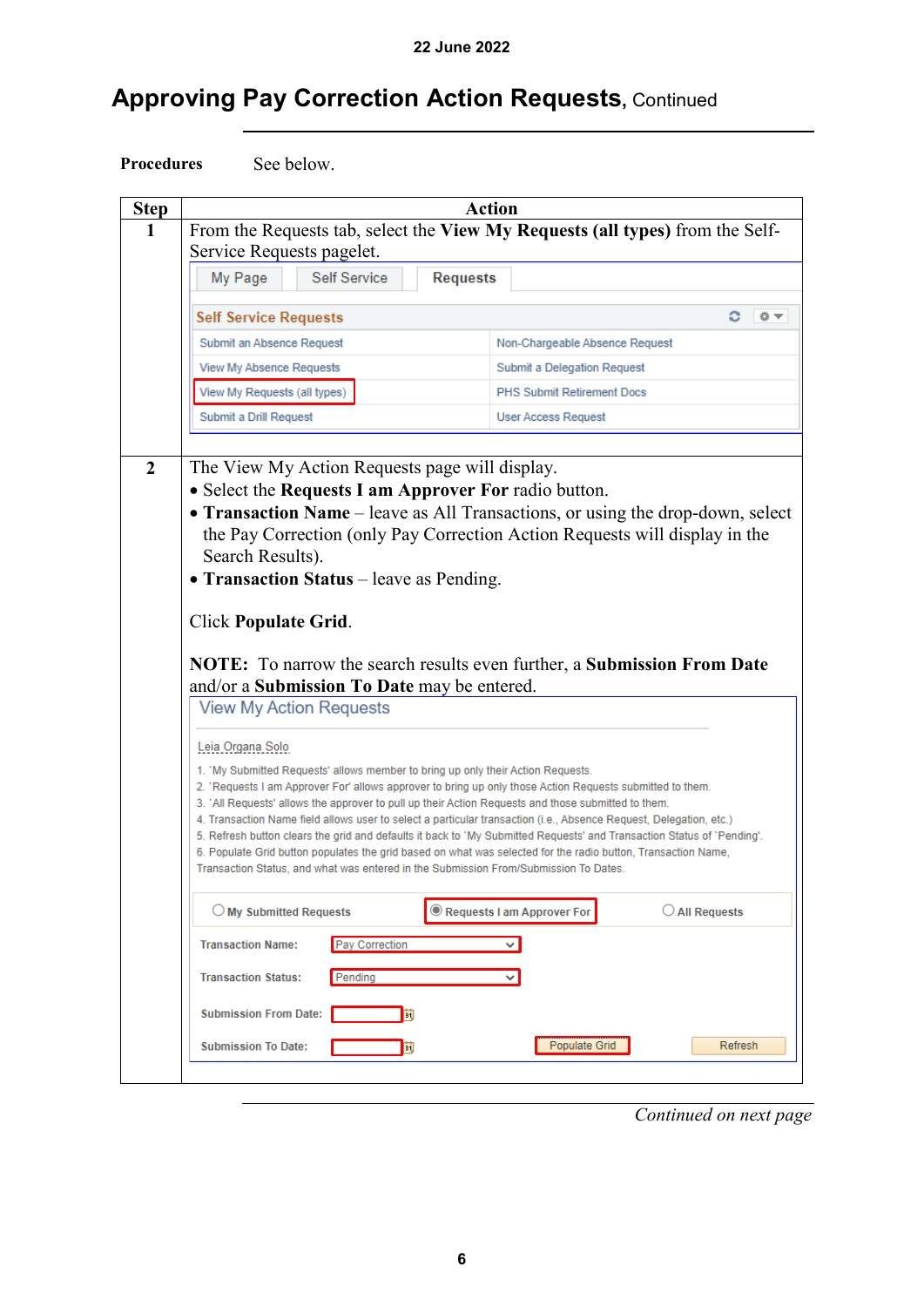# Approving Pay Correction Action Requests, Continued

**Procedures** See below.

| Step | Action |
|---|---|
| 1 | From the Requests tab, select the **View My Requests (all types)** from the Self-Service Requests pagelet. |
| 2 | The View My Action Requests page will display.<br>• Select the **Requests I am Approver For** radio button.<br>• **Transaction Name** – leave as All Transactions, or using the drop-down, select the Pay Correction (only Pay Correction Action Requests will display in the Search Results).<br>• **Transaction Status** – leave as Pending.<br><br>Click **Populate Grid**.<br><br>**NOTE:** To narrow the search results even further, a **Submission From Date** and/or a **Submission To Date** may be entered. |

*Continued on next page*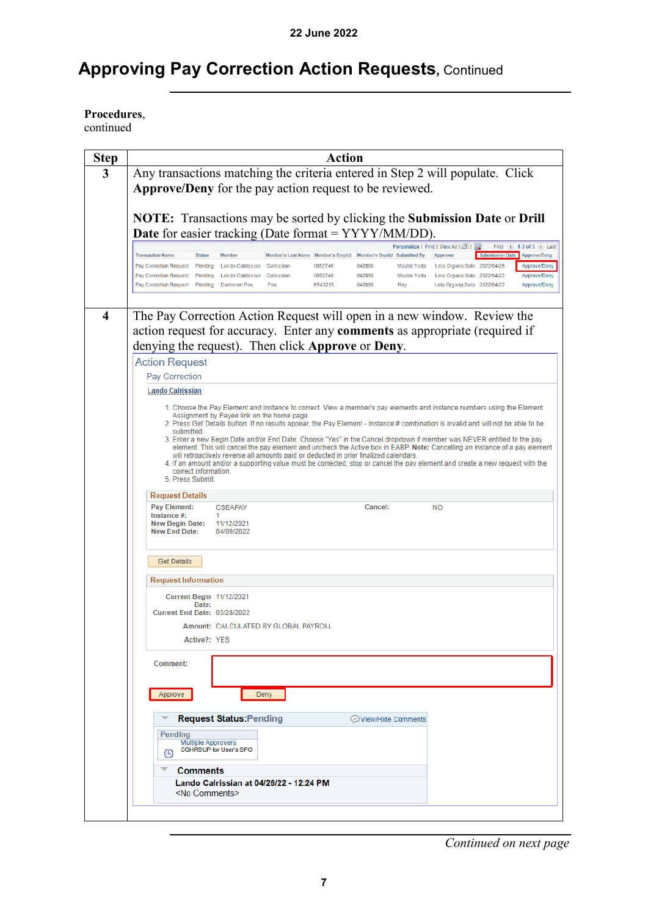## Approving Pay Correction Action Requests, Continued

**Procedures**, continued

| Step | Action |
|---|---|
| 3 | Any transactions matching the criteria entered in Step 2 will populate. Click **Approve/Deny** for the pay action request to be reviewed.<br><br>**NOTE:** Transactions may be sorted by clicking the **Submission Date** or **Drill Date** for easier tracking (Date format = YYYY/MM/DD). |
| 4 | The Pay Correction Action Request will open in a new window. Review the action request for accuracy. Enter any **comments** as appropriate (required if denying the request). Then click **Approve** or **Deny**. |

Personalize | Find | View All | First 1-3 of 3 Last

| Transaction Name | Status | Member | Member's Last Name | Member's Emplid | Member's Deptid | Submitted By | Approver | Submission Date | Approve/Deny |
|---|---|---|---|---|---|---|---|---|---|
| Pay Correction Request | Pending | Lando Calrissian | Calrissian | 1852746 | 042898 | Master Yoda | Leia Organa Solo | 2022/04/26 | Approve/Deny |
| Pay Correction Request | Pending | Lando Calrissian | Calrissian | 1852746 | 042898 | Master Yoda | Leia Organa Solo | 2022/04/22 | Approve/Deny |
| Pay Correction Request | Pending | Dameron Poe | Poe | 6543215 | 042898 | Rey | Leia Organa Solo | 2022/04/22 | Approve/Deny |

Action Request

Pay Correction

Lando Calrissian

1. Choose the Pay Element and Instance to correct. View a member's pay elements and instance numbers using the Element Assignment by Payee link on the home page.
2. Press Get Details button. If no results appear, the Pay Element - Instance # combination is invalid and will not be able to be submitted.
3. Enter a new Begin Date and/or End Date. Choose "Yes" in the Cancel dropdown if member was NEVER entitled to the pay element. This will cancel the pay element and uncheck the Active box in EABP. **Note:** Cancelling an instance of a pay element will retroactively reverse all amounts paid or deducted in prior finalized calendars.
4. If an amount and/or a supporting value must be corrected, stop or cancel the pay element and create a new request with the correct information.
5. Press Submit.

Request Details

**Pay Element:** CSEAFAY
**Instance #:** 1
**New Begin Date:** 11/12/2021
**New End Date:** 04/09/2022
**Cancel:** NO

Get Details

Request Information

**Current Begin Date:** 11/12/2021
**Current End Date:** 03/28/2022
**Amount:** CALCULATED BY GLOBAL PAYROLL
**Active?:** YES

**Comment:**

Approve Deny

**Request Status:** Pending View/Hide Comments

Pending
Multiple Approvers
CGHRSUP for User's SPO

**Comments**

**Lando Calrissian at 04/26/22 - 12:24 PM**
<No Comments>

*Continued on next page*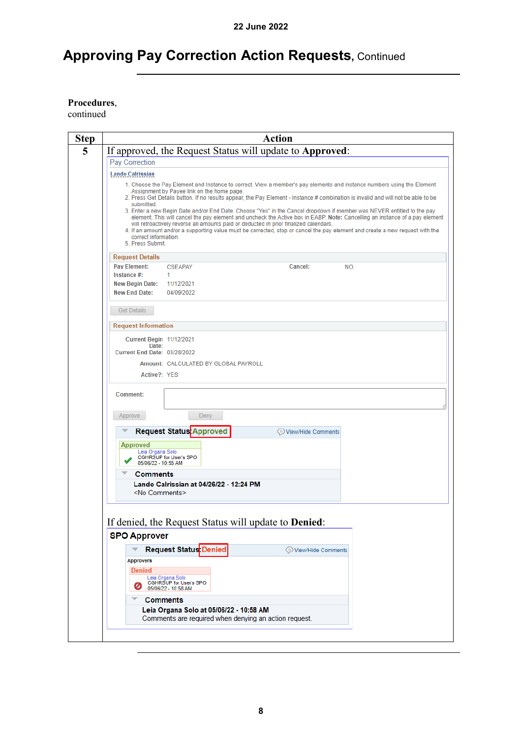# Approving Pay Correction Action Requests, Continued

**Procedures**, continued

| Step | Action |
|---|---|
| 5 | If approved, the Request Status will update to **Approved**: |

Pay Correction

Lando Calrissian

1. Choose the Pay Element and Instance to correct. View a member's pay elements and instance numbers using the Element Assignment by Payee link on the home page.
2. Press Get Details button. If no results appear, the Pay Element - Instance # combination is invalid and will not be able to be submitted.
3. Enter a new Begin Date and/or End Date. Choose "Yes" in the Cancel dropdown if member was NEVER entitled to the pay element. This will cancel the pay element and uncheck the Active box in EABP. **Note:** Cancelling an instance of a pay element will retroactively reverse all amounts paid or deducted in prior finalized calendars.
4. If an amount and/or a supporting value must be corrected, stop or cancel the pay element and create a new request with the correct information.
5. Press Submit.

Request Details

**Pay Element:** CSEAPAY **Cancel:** NO
**Instance #:** 1
**New Begin Date:** 11/12/2021
**New End Date:** 04/09/2022

Get Details

Request Information

Current Begin Date: 11/12/2021
Current End Date: 03/28/2022
Amount: CALCULATED BY GLOBAL PAYROLL
Active?: YES

**Comment:**

Approve Deny

**Request Status: Approved** View/Hide Comments

Approved
Leia Organa Solo
CGHRSUP for User's SPO
05/06/22 - 10:55 AM

**Comments**

**Lando Calrissian at 04/26/22 - 12:24 PM**
<No Comments>

If denied, the Request Status will update to **Denied**:

**SPO Approver**

**Request Status: Denied** View/Hide Comments

Approvers

Denied
Leia Organa Solo
CGHRSUP for User's SPO
05/06/22 - 10:58 AM

**Comments**

**Leia Organa Solo at 05/06/22 - 10:58 AM**
Comments are required when denying an action request.